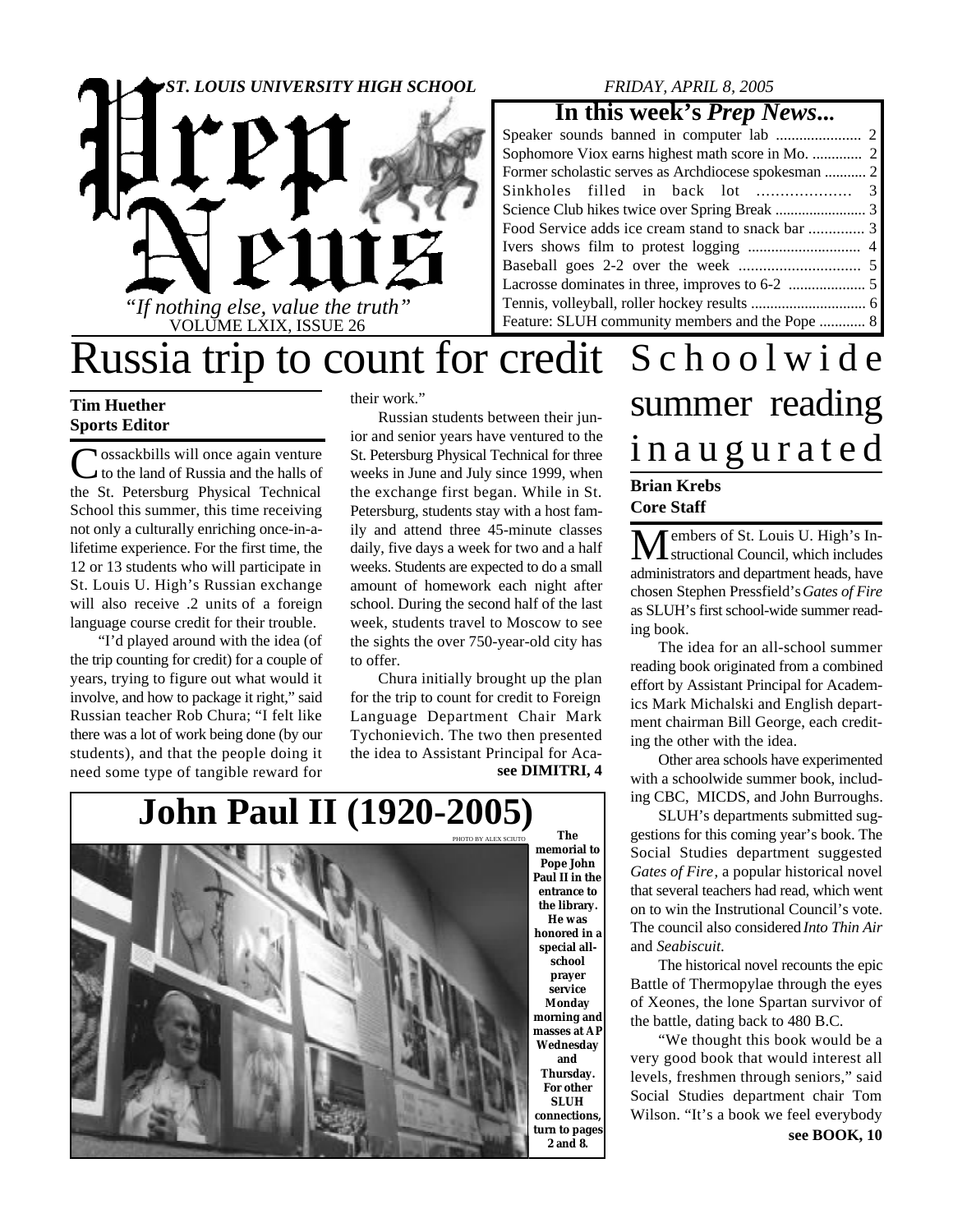# Prep News

*ST. LOUIS UNIVERSITY HIGH SCHOOL* — *FRIDAY, APRIL 8, 2005*

*"If nothing else, value the truth"*

VOLUME LXIX, ISSUE 26

## In this week's *Prep News*...

- Speaker sounds banned in computer lab ...................... 2
- Sophomore Viox earns highest math score in Mo. ............. 2
- Former scholastic serves as Archdiocese spokesman ........... 2
- Sinkholes filled in back lot .................... 3
- Science Club hikes twice over Spring Break ........................ 3
- Food Service adds ice cream stand to snack bar .............. 3
- Ivers shows film to protest logging ............................. 4
- Baseball goes 2-2 over the week .............................. 5
- Lacrosse dominates in three, improves to 6-2 .................... 5
- Tennis, volleyball, roller hockey results .............................. 6
- Feature: SLUH community members and the Pope ............ 8

# Russia trip to count for credit

**Tim Huether**
**Sports Editor**

Cossackbills will once again venture to the land of Russia and the halls of the St. Petersburg Physical Technical School this summer, this time receiving not only a culturally enriching once-in-a-lifetime experience. For the first time, the 12 or 13 students who will participate in St. Louis U. High's Russian exchange will also receive .2 units of a foreign language course credit for their trouble.

"I'd played around with the idea (of the trip counting for credit) for a couple of years, trying to figure out what would it involve, and how to package it right," said Russian teacher Rob Chura; "I felt like there was a lot of work being done (by our students), and that the people doing it need some type of tangible reward for their work."

Russian students between their junior and senior years have ventured to the St. Petersburg Physical Technical for three weeks in June and July since 1999, when the exchange first began. While in St. Petersburg, students stay with a host family and attend three 45-minute classes daily, five days a week for two and a half weeks. Students are expected to do a small amount of homework each night after school. During the second half of the last week, students travel to Moscow to see the sights the over 750-year-old city has to offer.

Chura initially brought up the plan for the trip to count for credit to Foreign Language Department Chair Mark Tychonievich. The two then presented the idea to Assistant Principal for Aca-

**see DIMITRI, 4**

# Schoolwide summer reading inaugurated

**Brian Krebs**
**Core Staff**

Members of St. Louis U. High's Instructional Council, which includes administrators and department heads, have chosen Stephen Pressfield's *Gates of Fire* as SLUH's first school-wide summer reading book.

The idea for an all-school summer reading book originated from a combined effort by Assistant Principal for Academics Mark Michalski and English department chairman Bill George, each crediting the other with the idea.

Other area schools have experimented with a schoolwide summer book, including CBC, MICDS, and John Burroughs.

SLUH's departments submitted suggestions for this coming year's book. The Social Studies department suggested *Gates of Fire*, a popular historical novel that several teachers had read, which went on to win the Instrutional Council's vote. The council also considered *Into Thin Air* and *Seabiscuit*.

The historical novel recounts the epic Battle of Thermopylae through the eyes of Xeones, the lone Spartan survivor of the battle, dating back to 480 B.C.

"We thought this book would be a very good book that would interest all levels, freshmen through seniors," said Social Studies department chair Tom Wilson. "It's a book we feel everybody

**see BOOK, 10**

# John Paul II (1920-2005)

PHOTO BY ALEX SCIUTO

**The memorial to Pope John Paul II in the entrance to the library. He was honored in a special all-school prayer service Monday morning and masses at AP Wednesday and Thursday. For other SLUH connections, turn to pages 2 and 8.**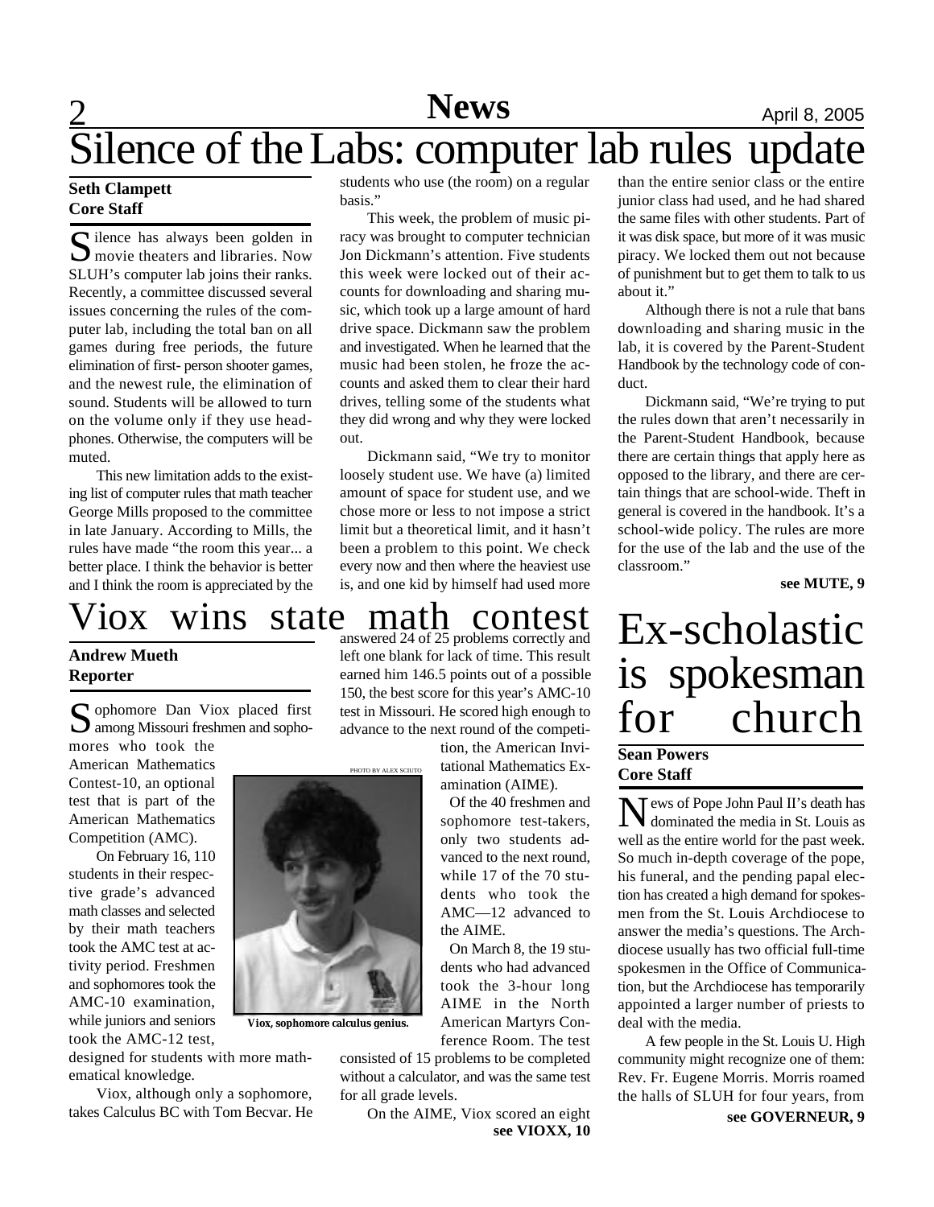# Silence of the Labs: computer lab rules update

**Seth Clampett**
**Core Staff**

Silence has always been golden in movie theaters and libraries. Now SLUH's computer lab joins their ranks. Recently, a committee discussed several issues concerning the rules of the computer lab, including the total ban on all games during free periods, the future elimination of first- person shooter games, and the newest rule, the elimination of sound. Students will be allowed to turn on the volume only if they use headphones. Otherwise, the computers will be muted.

This new limitation adds to the existing list of computer rules that math teacher George Mills proposed to the committee in late January. According to Mills, the rules have made "the room this year... a better place. I think the behavior is better and I think the room is appreciated by the students who use (the room) on a regular basis."

This week, the problem of music piracy was brought to computer technician Jon Dickmann's attention. Five students this week were locked out of their accounts for downloading and sharing music, which took up a large amount of hard drive space. Dickmann saw the problem and investigated. When he learned that the music had been stolen, he froze the accounts and asked them to clear their hard drives, telling some of the students what they did wrong and why they were locked out.

Dickmann said, "We try to monitor loosely student use. We have (a) limited amount of space for student use, and we chose more or less to not impose a strict limit but a theoretical limit, and it hasn't been a problem to this point. We check every now and then where the heaviest use is, and one kid by himself had used more than the entire senior class or the entire junior class had used, and he had shared the same files with other students. Part of it was disk space, but more of it was music piracy. We locked them out not because of punishment but to get them to talk to us about it."

Although there is not a rule that bans downloading and sharing music in the lab, it is covered by the Parent-Student Handbook by the technology code of conduct.

Dickmann said, "We're trying to put the rules down that aren't necessarily in the Parent-Student Handbook, because there are certain things that apply here as opposed to the library, and there are certain things that are school-wide. Theft in general is covered in the handbook. It's a school-wide policy. The rules are more for the use of the lab and the use of the classroom."

**see MUTE, 9**

# Viox wins state math contest

**Andrew Mueth**
**Reporter**

Sophomore Dan Viox placed first among Missouri freshmen and sophomores who took the American Mathematics Contest-10, an optional test that is part of the American Mathematics Competition (AMC).

On February 16, 110 students in their respective grade's advanced math classes and selected by their math teachers took the AMC test at activity period. Freshmen and sophomores took the AMC-10 examination, while juniors and seniors took the AMC-12 test, designed for students with more mathematical knowledge.

Viox, although only a sophomore, takes Calculus BC with Tom Becvar. He answered 24 of 25 problems correctly and left one blank for lack of time. This result earned him 146.5 points out of a possible 150, the best score for this year's AMC-10 test in Missouri. He scored high enough to advance to the next round of the competition, the American Invitational Mathematics Examination (AIME).

PHOTO BY ALEX SCIUTO

Viox, sophomore calculus genius.

Of the 40 freshmen and sophomore test-takers, only two students advanced to the next round, while 17 of the 70 students who took the AMC—12 advanced to the AIME.

On March 8, the 19 students who had advanced took the 3-hour long AIME in the North American Martyrs Conference Room. The test consisted of 15 problems to be completed without a calculator, and was the same test for all grade levels.

On the AIME, Viox scored an eight

**see VIOXX, 10**

# Ex-scholastic is spokesman for church

**Sean Powers**
**Core Staff**

News of Pope John Paul II's death has dominated the media in St. Louis as well as the entire world for the past week. So much in-depth coverage of the pope, his funeral, and the pending papal election has created a high demand for spokesmen from the St. Louis Archdiocese to answer the media's questions. The Archdiocese usually has two official full-time spokesmen in the Office of Communication, but the Archdiocese has temporarily appointed a larger number of priests to deal with the media.

A few people in the St. Louis U. High community might recognize one of them: Rev. Fr. Eugene Morris. Morris roamed the halls of SLUH for four years, from

**see GOVERNEUR, 9**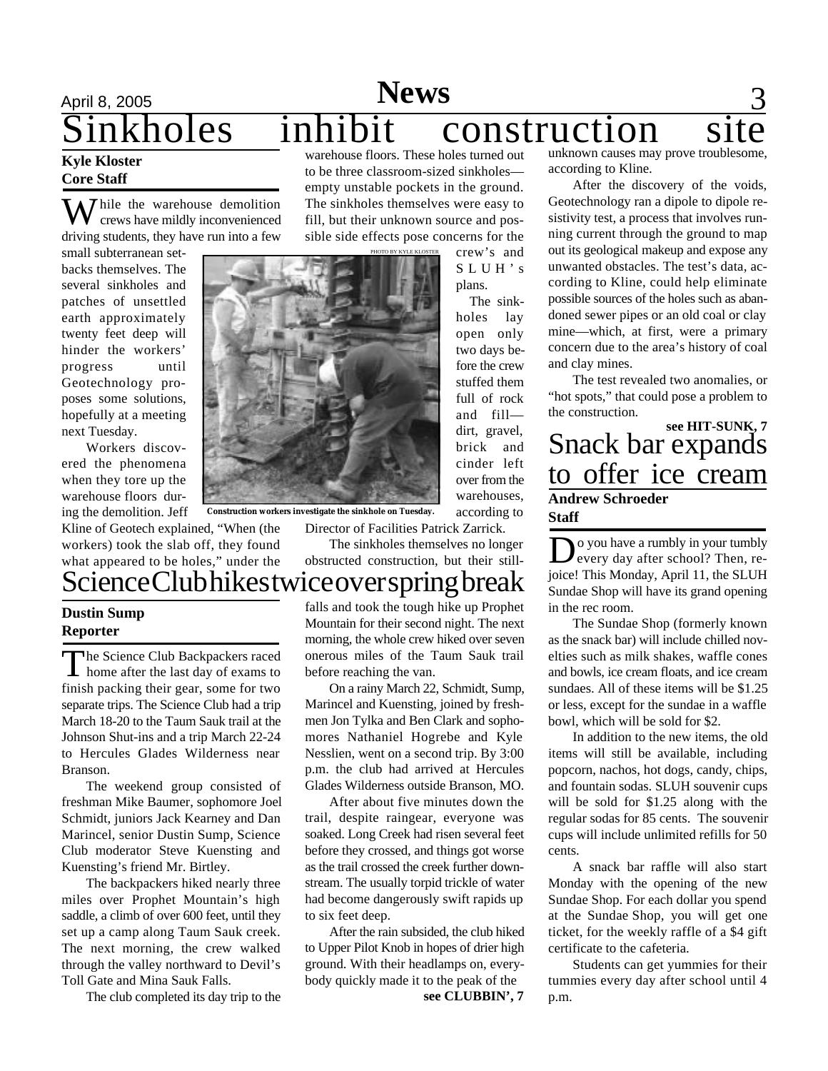# Sinkholes inhibit construction site

**Kyle Kloster**
**Core Staff**

While the warehouse demolition crews have mildly inconvenienced driving students, they have run into a few small subterranean setbacks themselves. The several sinkholes and patches of unsettled earth approximately twenty feet deep will hinder the workers' progress until Geotechnology proposes some solutions, hopefully at a meeting next Tuesday.

Workers discovered the phenomena when they tore up the warehouse floors during the demolition. Jeff Kline of Geotech explained, "When (the workers) took the slab off, they found what appeared to be holes," under the warehouse floors. These holes turned out to be three classroom-sized sinkholes—empty unstable pockets in the ground. The sinkholes themselves were easy to fill, but their unknown source and possible side effects pose concerns for the crew's and SLUH's plans.

PHOTO BY KYLE KLOSTER

Construction workers investigate the sinkhole on Tuesday.

The sinkholes lay open only two days before the crew stuffed them full of rock and fill—dirt, gravel, brick and cinder left over from the warehouses, according to Director of Facilities Patrick Zarrick.

The sinkholes themselves no longer obstructed construction, but their still-unknown causes may prove troublesome, according to Kline.

After the discovery of the voids, Geotechnology ran a dipole to dipole resistivity test, a process that involves running current through the ground to map out its geological makeup and expose any unwanted obstacles. The test's data, according to Kline, could help eliminate possible sources of the holes such as abandoned sewer pipes or an old coal or clay mine—which, at first, were a primary concern due to the area's history of coal and clay mines.

The test revealed two anomalies, or "hot spots," that could pose a problem to the construction.

**see HIT-SUNK, 7**

# Science Club hikes twice over spring break

**Dustin Sump**
**Reporter**

The Science Club Backpackers raced home after the last day of exams to finish packing their gear, some for two separate trips. The Science Club had a trip March 18-20 to the Taum Sauk trail at the Johnson Shut-ins and a trip March 22-24 to Hercules Glades Wilderness near Branson.

The weekend group consisted of freshman Mike Baumer, sophomore Joel Schmidt, juniors Jack Kearney and Dan Marincel, senior Dustin Sump, Science Club moderator Steve Kuensting and Kuensting's friend Mr. Birtley.

The backpackers hiked nearly three miles over Prophet Mountain's high saddle, a climb of over 600 feet, until they set up a camp along Taum Sauk creek. The next morning, the crew walked through the valley northward to Devil's Toll Gate and Mina Sauk Falls.

The club completed its day trip to the falls and took the tough hike up Prophet Mountain for their second night. The next morning, the whole crew hiked over seven onerous miles of the Taum Sauk trail before reaching the van.

On a rainy March 22, Schmidt, Sump, Marincel and Kuensting, joined by freshmen Jon Tylka and Ben Clark and sophomores Nathaniel Hogrebe and Kyle Nesslien, went on a second trip. By 3:00 p.m. the club had arrived at Hercules Glades Wilderness outside Branson, MO.

After about five minutes down the trail, despite raingear, everyone was soaked. Long Creek had risen several feet before they crossed, and things got worse as the trail crossed the creek further downstream. The usually torpid trickle of water had become dangerously swift rapids up to six feet deep.

After the rain subsided, the club hiked to Upper Pilot Knob in hopes of drier high ground. With their headlamps on, everybody quickly made it to the peak of the

**see CLUBBIN', 7**

# Snack bar expands to offer ice cream

**Andrew Schroeder**
**Staff**

Do you have a rumbly in your tumbly every day after school? Then, rejoice! This Monday, April 11, the SLUH Sundae Shop will have its grand opening in the rec room.

The Sundae Shop (formerly known as the snack bar) will include chilled novelties such as milk shakes, waffle cones and bowls, ice cream floats, and ice cream sundaes. All of these items will be $1.25 or less, except for the sundae in a waffle bowl, which will be sold for $2.

In addition to the new items, the old items will still be available, including popcorn, nachos, hot dogs, candy, chips, and fountain sodas. SLUH souvenir cups will be sold for $1.25 along with the regular sodas for 85 cents. The souvenir cups will include unlimited refills for 50 cents.

A snack bar raffle will also start Monday with the opening of the new Sundae Shop. For each dollar you spend at the Sundae Shop, you will get one ticket, for the weekly raffle of a $4 gift certificate to the cafeteria.

Students can get yummies for their tummies every day after school until 4 p.m.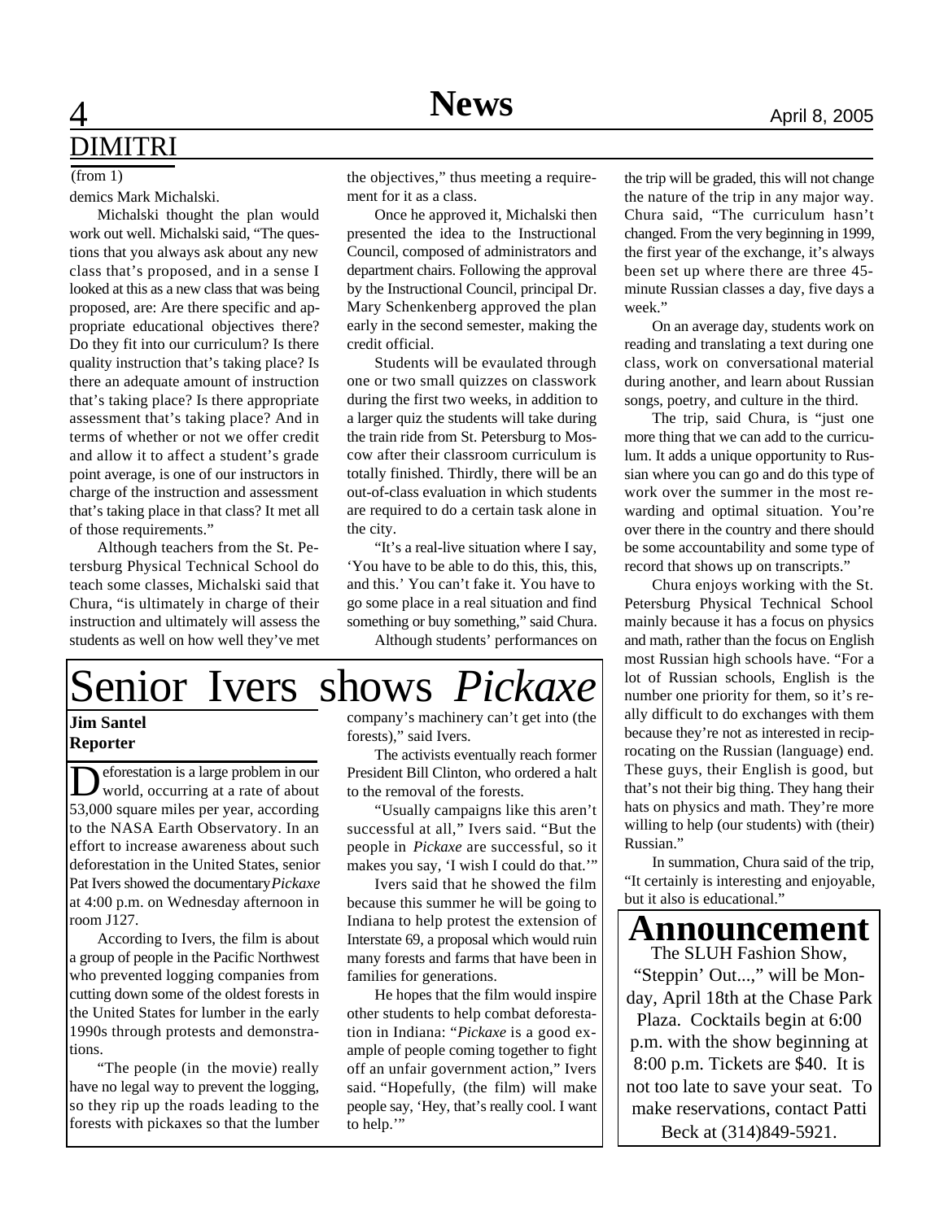## DIMITRI

(from 1)

demics Mark Michalski.

Michalski thought the plan would work out well. Michalski said, "The questions that you always ask about any new class that's proposed, and in a sense I looked at this as a new class that was being proposed, are: Are there specific and appropriate educational objectives there? Do they fit into our curriculum? Is there quality instruction that's taking place? Is there an adequate amount of instruction that's taking place? Is there appropriate assessment that's taking place? And in terms of whether or not we offer credit and allow it to affect a student's grade point average, is one of our instructors in charge of the instruction and assessment that's taking place in that class? It met all of those requirements."

Although teachers from the St. Petersburg Physical Technical School do teach some classes, Michalski said that Chura, "is ultimately in charge of their instruction and ultimately will assess the students as well on how well they've met the objectives," thus meeting a requirement for it as a class.

Once he approved it, Michalski then presented the idea to the Instructional Council, composed of administrators and department chairs. Following the approval by the Instructional Council, principal Dr. Mary Schenkenberg approved the plan early in the second semester, making the credit official.

Students will be evaulated through one or two small quizzes on classwork during the first two weeks, in addition to a larger quiz the students will take during the train ride from St. Petersburg to Moscow after their classroom curriculum is totally finished. Thirdly, there will be an out-of-class evaluation in which students are required to do a certain task alone in the city.

"It's a real-live situation where I say, 'You have to be able to do this, this, this, and this.' You can't fake it. You have to go some place in a real situation and find something or buy something," said Chura.

Although students' performances on the trip will be graded, this will not change the nature of the trip in any major way. Chura said, "The curriculum hasn't changed. From the very beginning in 1999, the first year of the exchange, it's always been set up where there are three 45-minute Russian classes a day, five days a week."

On an average day, students work on reading and translating a text during one class, work on conversational material during another, and learn about Russian songs, poetry, and culture in the third.

The trip, said Chura, is "just one more thing that we can add to the curriculum. It adds a unique opportunity to Russian where you can go and do this type of work over the summer in the most rewarding and optimal situation. You're over there in the country and there should be some accountability and some type of record that shows up on transcripts."

Chura enjoys working with the St. Petersburg Physical Technical School mainly because it has a focus on physics and math, rather than the focus on English most Russian high schools have. "For a lot of Russian schools, English is the number one priority for them, so it's really difficult to do exchanges with them because they're not as interested in reciprocating on the Russian (language) end. These guys, their English is good, but that's not their big thing. They hang their hats on physics and math. They're more willing to help (our students) with (their) Russian."

In summation, Chura said of the trip, "It certainly is interesting and enjoyable, but it also is educational."

# Senior Ivers shows *Pickaxe*

**Jim Santel**
**Reporter**

Deforestation is a large problem in our world, occurring at a rate of about 53,000 square miles per year, according to the NASA Earth Observatory. In an effort to increase awareness about such deforestation in the United States, senior Pat Ivers showed the documentary *Pickaxe* at 4:00 p.m. on Wednesday afternoon in room J127.

According to Ivers, the film is about a group of people in the Pacific Northwest who prevented logging companies from cutting down some of the oldest forests in the United States for lumber in the early 1990s through protests and demonstrations.

"The people (in the movie) really have no legal way to prevent the logging, so they rip up the roads leading to the forests with pickaxes so that the lumber company's machinery can't get into (the forests)," said Ivers.

The activists eventually reach former President Bill Clinton, who ordered a halt to the removal of the forests.

"Usually campaigns like this aren't successful at all," Ivers said. "But the people in *Pickaxe* are successful, so it makes you say, 'I wish I could do that.'"

Ivers said that he showed the film because this summer he will be going to Indiana to help protest the extension of Interstate 69, a proposal which would ruin many forests and farms that have been in families for generations.

He hopes that the film would inspire other students to help combat deforestation in Indiana: "*Pickaxe* is a good example of people coming together to fight off an unfair government action," Ivers said. "Hopefully, (the film) will make people say, 'Hey, that's really cool. I want to help.'"

# Announcement

The SLUH Fashion Show, "Steppin' Out...," will be Monday, April 18th at the Chase Park Plaza. Cocktails begin at 6:00 p.m. with the show beginning at 8:00 p.m. Tickets are $40. It is not too late to save your seat. To make reservations, contact Patti Beck at (314)849-5921.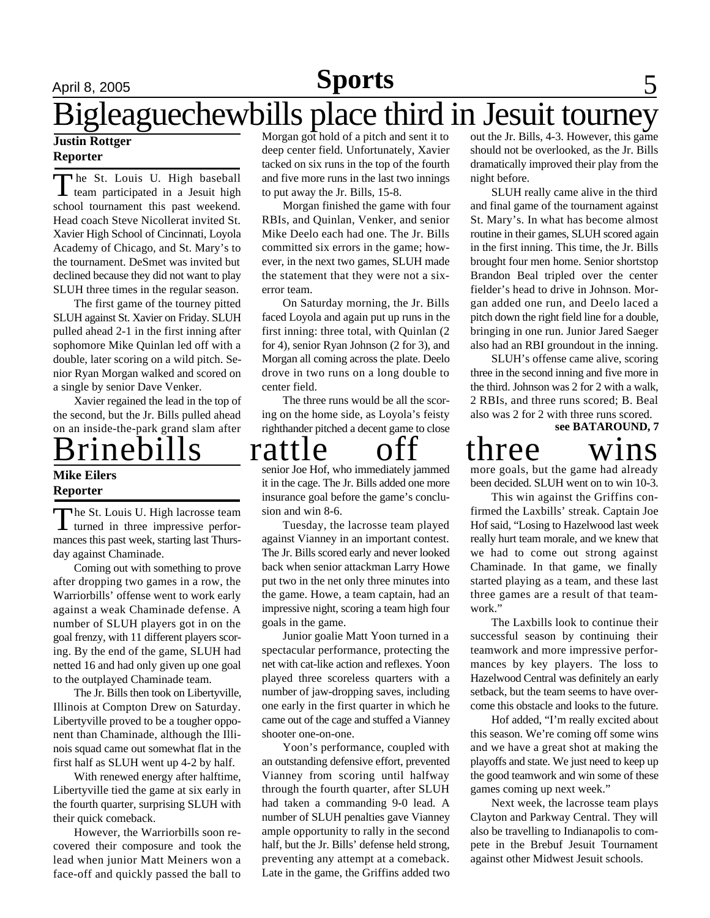# Bigleaguechewbills place third in Jesuit tourney

**Justin Rottger**
**Reporter**

The St. Louis U. High baseball team participated in a Jesuit high school tournament this past weekend. Head coach Steve Nicollerat invited St. Xavier High School of Cincinnati, Loyola Academy of Chicago, and St. Mary's to the tournament. DeSmet was invited but declined because they did not want to play SLUH three times in the regular season.

The first game of the tourney pitted SLUH against St. Xavier on Friday. SLUH pulled ahead 2-1 in the first inning after sophomore Mike Quinlan led off with a double, later scoring on a wild pitch. Senior Ryan Morgan walked and scored on a single by senior Dave Venker.

Xavier regained the lead in the top of the second, but the Jr. Bills pulled ahead on an inside-the-park grand slam after Morgan got hold of a pitch and sent it to deep center field. Unfortunately, Xavier tacked on six runs in the top of the fourth and five more runs in the last two innings to put away the Jr. Bills, 15-8.

Morgan finished the game with four RBIs, and Quinlan, Venker, and senior Mike Deelo each had one. The Jr. Bills committed six errors in the game; however, in the next two games, SLUH made the statement that they were not a six-error team.

On Saturday morning, the Jr. Bills faced Loyola and again put up runs in the first inning: three total, with Quinlan (2 for 4), senior Ryan Johnson (2 for 3), and Morgan all coming across the plate. Deelo drove in two runs on a long double to center field.

The three runs would be all the scoring on the home side, as Loyola's feisty righthander pitched a decent game to close out the Jr. Bills, 4-3. However, this game should not be overlooked, as the Jr. Bills dramatically improved their play from the night before.

SLUH really came alive in the third and final game of the tournament against St. Mary's. In what has become almost routine in their games, SLUH scored again in the first inning. This time, the Jr. Bills brought four men home. Senior shortstop Brandon Beal tripled over the center fielder's head to drive in Johnson. Morgan added one run, and Deelo laced a pitch down the right field line for a double, bringing in one run. Junior Jared Saeger also had an RBI groundout in the inning.

SLUH's offense came alive, scoring three in the second inning and five more in the third. Johnson was 2 for 2 with a walk, 2 RBIs, and three runs scored; B. Beal also was 2 for 2 with three runs scored.

**see BATAROUND, 7**

# Brinebills rattle off three wins

**Mike Eilers**
**Reporter**

The St. Louis U. High lacrosse team turned in three impressive performances this past week, starting last Thursday against Chaminade.

Coming out with something to prove after dropping two games in a row, the Warriorbills' offense went to work early against a weak Chaminade defense. A number of SLUH players got in on the goal frenzy, with 11 different players scoring. By the end of the game, SLUH had netted 16 and had only given up one goal to the outplayed Chaminade team.

The Jr. Bills then took on Libertyville, Illinois at Compton Drew on Saturday. Libertyville proved to be a tougher opponent than Chaminade, although the Illinois squad came out somewhat flat in the first half as SLUH went up 4-2 by half.

With renewed energy after halftime, Libertyville tied the game at six early in the fourth quarter, surprising SLUH with their quick comeback.

However, the Warriorbills soon recovered their composure and took the lead when junior Matt Meiners won a face-off and quickly passed the ball to senior Joe Hof, who immediately jammed it in the cage. The Jr. Bills added one more insurance goal before the game's conclusion and win 8-6.

Tuesday, the lacrosse team played against Vianney in an important contest. The Jr. Bills scored early and never looked back when senior attackman Larry Howe put two in the net only three minutes into the game. Howe, a team captain, had an impressive night, scoring a team high four goals in the game.

Junior goalie Matt Yoon turned in a spectacular performance, protecting the net with cat-like action and reflexes. Yoon played three scoreless quarters with a number of jaw-dropping saves, including one early in the first quarter in which he came out of the cage and stuffed a Vianney shooter one-on-one.

Yoon's performance, coupled with an outstanding defensive effort, prevented Vianney from scoring until halfway through the fourth quarter, after SLUH had taken a commanding 9-0 lead. A number of SLUH penalties gave Vianney ample opportunity to rally in the second half, but the Jr. Bills' defense held strong, preventing any attempt at a comeback. Late in the game, the Griffins added two more goals, but the game had already been decided. SLUH went on to win 10-3.

This win against the Griffins confirmed the Laxbills' streak. Captain Joe Hof said, "Losing to Hazelwood last week really hurt team morale, and we knew that we had to come out strong against Chaminade. In that game, we finally started playing as a team, and these last three games are a result of that teamwork."

The Laxbills look to continue their successful season by continuing their teamwork and more impressive performances by key players. The loss to Hazelwood Central was definitely an early setback, but the team seems to have overcome this obstacle and looks to the future.

Hof added, "I'm really excited about this season. We're coming off some wins and we have a great shot at making the playoffs and state. We just need to keep up the good teamwork and win some of these games coming up next week."

Next week, the lacrosse team plays Clayton and Parkway Central. They will also be travelling to Indianapolis to compete in the Brebuf Jesuit Tournament against other Midwest Jesuit schools.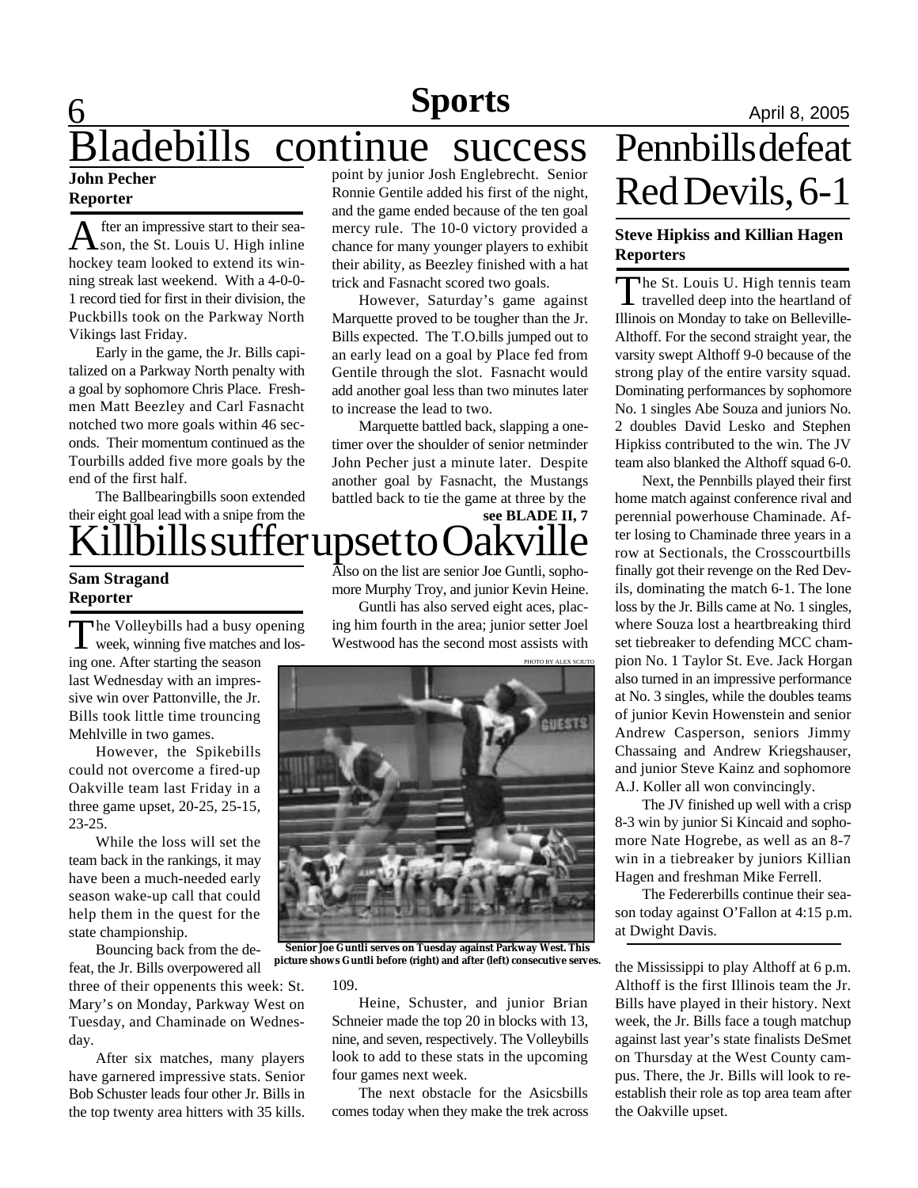# Sports

April 8, 2005

## Bladebills continue success

**John Pecher**
**Reporter**

After an impressive start to their season, the St. Louis U. High inline hockey team looked to extend its winning streak last weekend. With a 4-0-0-1 record tied for first in their division, the Puckbills took on the Parkway North Vikings last Friday.

Early in the game, the Jr. Bills capitalized on a Parkway North penalty with a goal by sophomore Chris Place. Freshmen Matt Beezley and Carl Fasnacht notched two more goals within 46 seconds. Their momentum continued as the Tourbills added five more goals by the end of the first half.

The Ballbearingbills soon extended their eight goal lead with a snipe from the point by junior Josh Englebrecht. Senior Ronnie Gentile added his first of the night, and the game ended because of the ten goal mercy rule. The 10-0 victory provided a chance for many younger players to exhibit their ability, as Beezley finished with a hat trick and Fasnacht scored two goals.

However, Saturday's game against Marquette proved to be tougher than the Jr. Bills expected. The T.O.bills jumped out to an early lead on a goal by Place fed from Gentile through the slot. Fasnacht would add another goal less than two minutes later to increase the lead to two.

Marquette battled back, slapping a one-timer over the shoulder of senior netminder John Pecher just a minute later. Despite another goal by Fasnacht, the Mustangs battled back to tie the game at three by the

**see BLADE II, 7**

## Killbills suffer upset to Oakville

**Sam Stragand**
**Reporter**

The Volleybills had a busy opening week, winning five matches and losing one. After starting the season last Wednesday with an impressive win over Pattonville, the Jr. Bills took little time trouncing Mehlville in two games.

However, the Spikebills could not overcome a fired-up Oakville team last Friday in a three game upset, 20-25, 25-15, 23-25.

While the loss will set the team back in the rankings, it may have been a much-needed early season wake-up call that could help them in the quest for the state championship.

Bouncing back from the defeat, the Jr. Bills overpowered all three of their oppenents this week: St. Mary's on Monday, Parkway West on Tuesday, and Chaminade on Wednesday.

After six matches, many players have garnered impressive stats. Senior Bob Schuster leads four other Jr. Bills in the top twenty area hitters with 35 kills. Also on the list are senior Joe Guntli, sophomore Murphy Troy, and junior Kevin Heine.

Guntli has also served eight aces, placing him fourth in the area; junior setter Joel Westwood has the second most assists with 109.

PHOTO BY ALEX SCIUTO

**Senior Joe Guntli serves on Tuesday against Parkway West. This picture shows Guntli before (right) and after (left) consecutive serves.**

Heine, Schuster, and junior Brian Schneier made the top 20 in blocks with 13, nine, and seven, respectively. The Volleybills look to add to these stats in the upcoming four games next week.

The next obstacle for the Asicsbills comes today when they make the trek across the Mississippi to play Althoff at 6 p.m. Althoff is the first Illinois team the Jr. Bills have played in their history. Next week, the Jr. Bills face a tough matchup against last year's state finalists DeSmet on Thursday at the West County campus. There, the Jr. Bills will look to reestablish their role as top area team after the Oakville upset.

## Pennbills defeat Red Devils, 6-1

**Steve Hipkiss and Killian Hagen**
**Reporters**

The St. Louis U. High tennis team travelled deep into the heartland of Illinois on Monday to take on Belleville-Althoff. For the second straight year, the varsity swept Althoff 9-0 because of the strong play of the entire varsity squad. Dominating performances by sophomore No. 1 singles Abe Souza and juniors No. 2 doubles David Lesko and Stephen Hipkiss contributed to the win. The JV team also blanked the Althoff squad 6-0.

Next, the Pennbills played their first home match against conference rival and perennial powerhouse Chaminade. After losing to Chaminade three years in a row at Sectionals, the Crosscourtbills finally got their revenge on the Red Devils, dominating the match 6-1. The lone loss by the Jr. Bills came at No. 1 singles, where Souza lost a heartbreaking third set tiebreaker to defending MCC champion No. 1 Taylor St. Eve. Jack Horgan also turned in an impressive performance at No. 3 singles, while the doubles teams of junior Kevin Howenstein and senior Andrew Casperson, seniors Jimmy Chassaing and Andrew Kriegshauser, and junior Steve Kainz and sophomore A.J. Koller all won convincingly.

The JV finished up well with a crisp 8-3 win by junior Si Kincaid and sophomore Nate Hogrebe, as well as an 8-7 win in a tiebreaker by juniors Killian Hagen and freshman Mike Ferrell.

The Federerbills continue their season today against O'Fallon at 4:15 p.m. at Dwight Davis.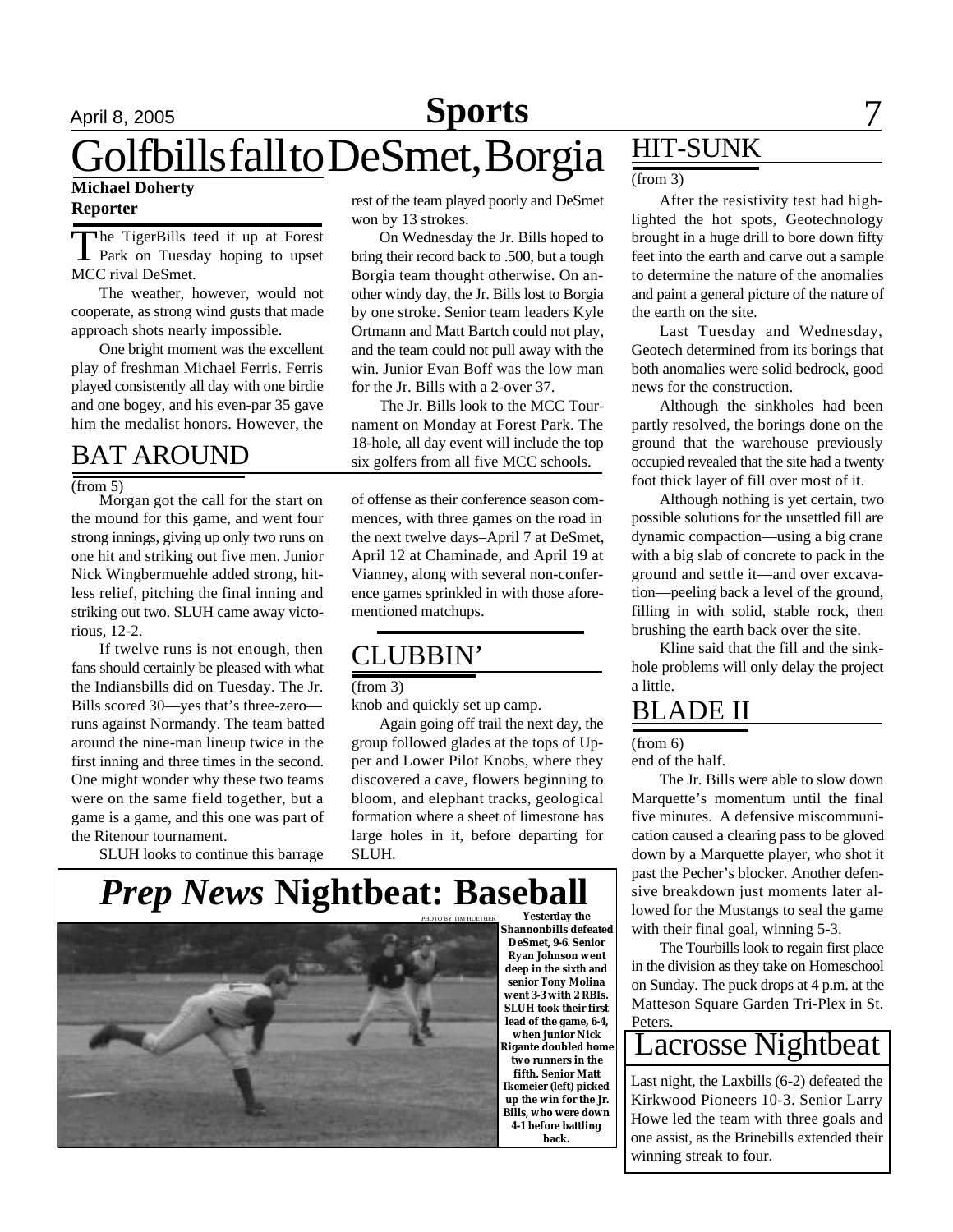# Golfbills fall to DeSmet, Borgia

**Michael Doherty**
**Reporter**

The TigerBills teed it up at Forest Park on Tuesday hoping to upset MCC rival DeSmet.

The weather, however, would not cooperate, as strong wind gusts that made approach shots nearly impossible.

One bright moment was the excellent play of freshman Michael Ferris. Ferris played consistently all day with one birdie and one bogey, and his even-par 35 gave him the medalist honors. However, the rest of the team played poorly and DeSmet won by 13 strokes.

On Wednesday the Jr. Bills hoped to bring their record back to .500, but a tough Borgia team thought otherwise. On another windy day, the Jr. Bills lost to Borgia by one stroke. Senior team leaders Kyle Ortmann and Matt Bartch could not play, and the team could not pull away with the win. Junior Evan Boff was the low man for the Jr. Bills with a 2-over 37.

The Jr. Bills look to the MCC Tournament on Monday at Forest Park. The 18-hole, all day event will include the top six golfers from all five MCC schools.

## BAT AROUND

(from 5)

Morgan got the call for the start on the mound for this game, and went four strong innings, giving up only two runs on one hit and striking out five men. Junior Nick Wingbermuehle added strong, hitless relief, pitching the final inning and striking out two. SLUH came away victorious, 12-2.

If twelve runs is not enough, then fans should certainly be pleased with what the Indiansbills did on Tuesday. The Jr. Bills scored 30—yes that's three-zero—runs against Normandy. The team batted around the nine-man lineup twice in the first inning and three times in the second. One might wonder why these two teams were on the same field together, but a game is a game, and this one was part of the Ritenour tournament.

SLUH looks to continue this barrage of offense as their conference season commences, with three games on the road in the next twelve days–April 7 at DeSmet, April 12 at Chaminade, and April 19 at Vianney, along with several non-conference games sprinkled in with those aforementioned matchups.

## CLUBBIN'

(from 3)

knob and quickly set up camp.

Again going off trail the next day, the group followed glades at the tops of Upper and Lower Pilot Knobs, where they discovered a cave, flowers beginning to bloom, and elephant tracks, geological formation where a sheet of limestone has large holes in it, before departing for SLUH.

## *Prep News* Nightbeat: Baseball

PHOTO BY TIM HUETHER

**Yesterday the Shannonbills defeated DeSmet, 9-6. Senior Ryan Johnson went deep in the sixth and senior Tony Molina went 3-3 with 2 RBIs. SLUH took their first lead of the game, 6-4, when junior Nick Rigante doubled home two runners in the fifth. Senior Matt Ikemeier (left) picked up the win for the Jr. Bills, who were down 4-1 before battling back.**

## HIT-SUNK

(from 3)

After the resistivity test had highlighted the hot spots, Geotechnology brought in a huge drill to bore down fifty feet into the earth and carve out a sample to determine the nature of the anomalies and paint a general picture of the nature of the earth on the site.

Last Tuesday and Wednesday, Geotech determined from its borings that both anomalies were solid bedrock, good news for the construction.

Although the sinkholes had been partly resolved, the borings done on the ground that the warehouse previously occupied revealed that the site had a twenty foot thick layer of fill over most of it.

Although nothing is yet certain, two possible solutions for the unsettled fill are dynamic compaction—using a big crane with a big slab of concrete to pack in the ground and settle it—and over excavation—peeling back a level of the ground, filling in with solid, stable rock, then brushing the earth back over the site.

Kline said that the fill and the sinkhole problems will only delay the project a little.

## BLADE II

(from 6)

end of the half.

The Jr. Bills were able to slow down Marquette's momentum until the final five minutes. A defensive miscommunication caused a clearing pass to be gloved down by a Marquette player, who shot it past the Pecher's blocker. Another defensive breakdown just moments later allowed for the Mustangs to seal the game with their final goal, winning 5-3.

The Tourbills look to regain first place in the division as they take on Homeschool on Sunday. The puck drops at 4 p.m. at the Matteson Square Garden Tri-Plex in St. Peters.

## Lacrosse Nightbeat

Last night, the Laxbills (6-2) defeated the Kirkwood Pioneers 10-3. Senior Larry Howe led the team with three goals and one assist, as the Brinebills extended their winning streak to four.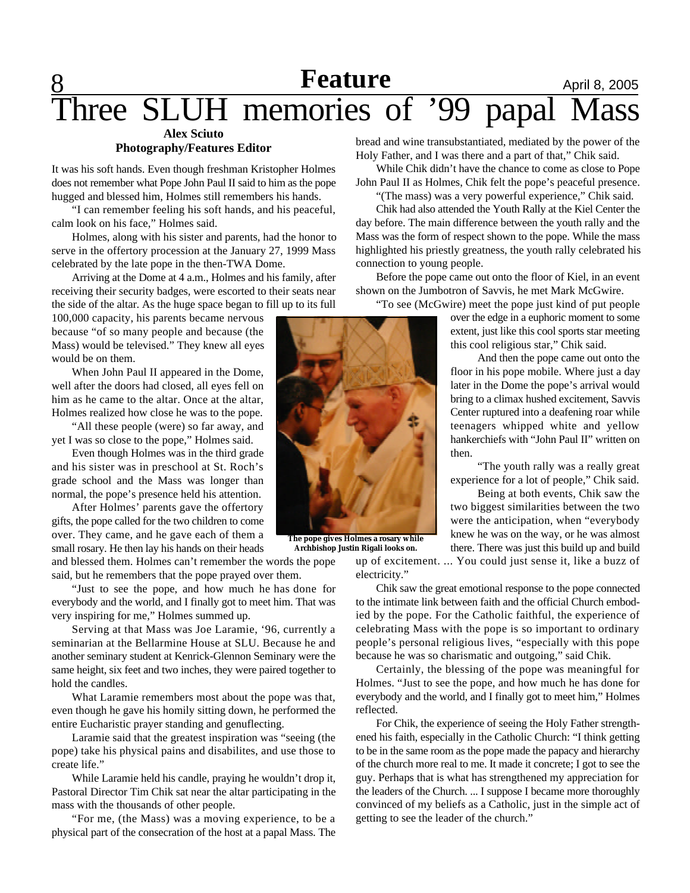# Three SLUH memories of '99 papal Mass

**Alex Sciuto**
**Photography/Features Editor**

It was his soft hands. Even though freshman Kristopher Holmes does not remember what Pope John Paul II said to him as the pope hugged and blessed him, Holmes still remembers his hands.

"I can remember feeling his soft hands, and his peaceful, calm look on his face," Holmes said.

Holmes, along with his sister and parents, had the honor to serve in the offertory procession at the January 27, 1999 Mass celebrated by the late pope in the then-TWA Dome.

Arriving at the Dome at 4 a.m., Holmes and his family, after receiving their security badges, were escorted to their seats near the side of the altar. As the huge space began to fill up to its full 100,000 capacity, his parents became nervous because "of so many people and because (the Mass) would be televised." They knew all eyes would be on them.

When John Paul II appeared in the Dome, well after the doors had closed, all eyes fell on him as he came to the altar. Once at the altar, Holmes realized how close he was to the pope.

"All these people (were) so far away, and yet I was so close to the pope," Holmes said.

Even though Holmes was in the third grade and his sister was in preschool at St. Roch's grade school and the Mass was longer than normal, the pope's presence held his attention.

After Holmes' parents gave the offertory gifts, the pope called for the two children to come over. They came, and he gave each of them a small rosary. He then lay his hands on their heads and blessed them. Holmes can't remember the words the pope said, but he remembers that the pope prayed over them.

**The pope gives Holmes a rosary while Archbishop Justin Rigali looks on.**

"Just to see the pope, and how much he has done for everybody and the world, and I finally got to meet him. That was very inspiring for me," Holmes summed up.

Serving at that Mass was Joe Laramie, '96, currently a seminarian at the Bellarmine House at SLU. Because he and another seminary student at Kenrick-Glennon Seminary were the same height, six feet and two inches, they were paired together to hold the candles.

What Laramie remembers most about the pope was that, even though he gave his homily sitting down, he performed the entire Eucharistic prayer standing and genuflecting.

Laramie said that the greatest inspiration was "seeing (the pope) take his physical pains and disabilites, and use those to create life."

While Laramie held his candle, praying he wouldn't drop it, Pastoral Director Tim Chik sat near the altar participating in the mass with the thousands of other people.

"For me, (the Mass) was a moving experience, to be a physical part of the consecration of the host at a papal Mass. The bread and wine transubstantiated, mediated by the power of the Holy Father, and I was there and a part of that," Chik said.

While Chik didn't have the chance to come as close to Pope John Paul II as Holmes, Chik felt the pope's peaceful presence.

"(The mass) was a very powerful experience," Chik said.

Chik had also attended the Youth Rally at the Kiel Center the day before. The main difference between the youth rally and the Mass was the form of respect shown to the pope. While the mass highlighted his priestly greatness, the youth rally celebrated his connection to young people.

Before the pope came out onto the floor of Kiel, in an event shown on the Jumbotron of Savvis, he met Mark McGwire.

"To see (McGwire) meet the pope just kind of put people over the edge in a euphoric moment to some extent, just like this cool sports star meeting this cool religious star," Chik said.

And then the pope came out onto the floor in his pope mobile. Where just a day later in the Dome the pope's arrival would bring to a climax hushed excitement, Savvis Center ruptured into a deafening roar while teenagers whipped white and yellow hankerchiefs with "John Paul II" written on then.

"The youth rally was a really great experience for a lot of people," Chik said.

Being at both events, Chik saw the two biggest similarities between the two were the anticipation, when "everybody knew he was on the way, or he was almost there. There was just this build up and build up of excitement. ... You could just sense it, like a buzz of electricity."

Chik saw the great emotional response to the pope connected to the intimate link between faith and the official Church embodied by the pope. For the Catholic faithful, the experience of celebrating Mass with the pope is so important to ordinary people's personal religious lives, "especially with this pope because he was so charismatic and outgoing," said Chik.

Certainly, the blessing of the pope was meaningful for Holmes. "Just to see the pope, and how much he has done for everybody and the world, and I finally got to meet him," Holmes reflected.

For Chik, the experience of seeing the Holy Father strengthened his faith, especially in the Catholic Church: "I think getting to be in the same room as the pope made the papacy and hierarchy of the church more real to me. It made it concrete; I got to see the guy. Perhaps that is what has strengthened my appreciation for the leaders of the Church. ... I suppose I became more thoroughly convinced of my beliefs as a Catholic, just in the simple act of getting to see the leader of the church."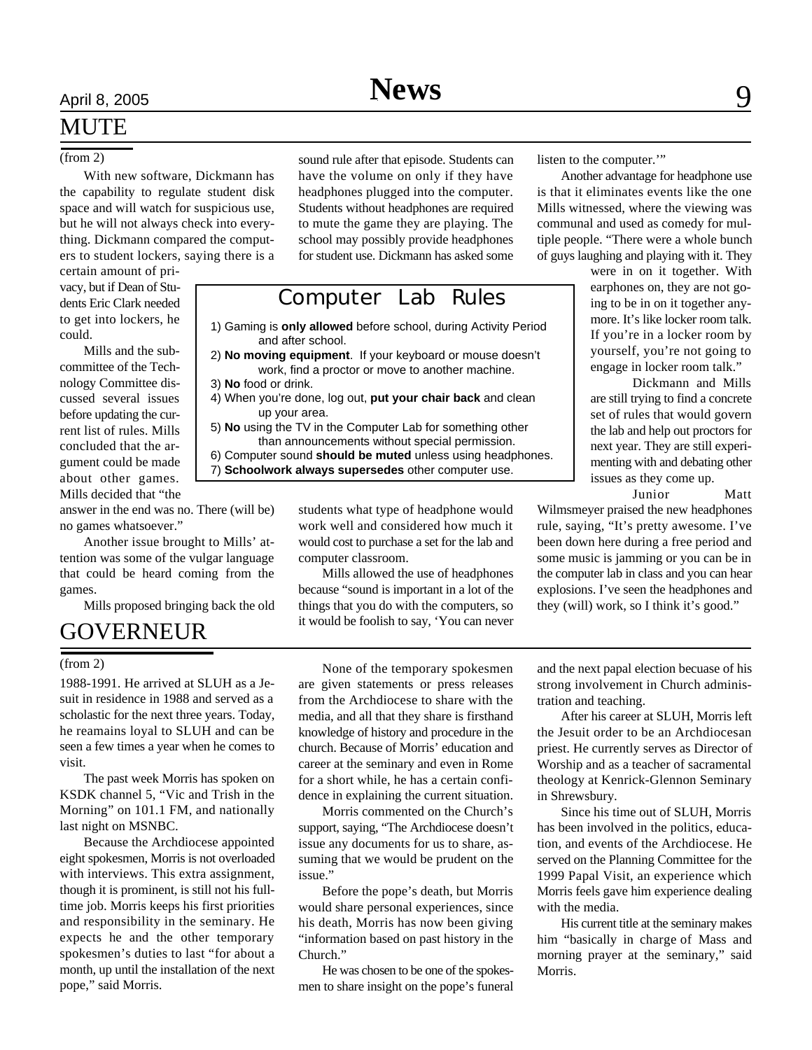## MUTE

(from 2)

With new software, Dickmann has the capability to regulate student disk space and will watch for suspicious use, but he will not always check into everything. Dickmann compared the computers to student lockers, saying there is a certain amount of privacy, but if Dean of Students Eric Clark needed to get into lockers, he could.

Mills and the subcommittee of the Technology Committee discussed several issues before updating the current list of rules. Mills concluded that the argument could be made about other games. Mills decided that "the answer in the end was no. There (will be) no games whatsoever."

Another issue brought to Mills' attention was some of the vulgar language that could be heard coming from the games.

Mills proposed bringing back the old sound rule after that episode. Students can have the volume on only if they have headphones plugged into the computer. Students without headphones are required to mute the game they are playing. The school may possibly provide headphones for student use. Dickmann has asked some students what type of headphone would work well and considered how much it would cost to purchase a set for the lab and computer classroom.

Mills allowed the use of headphones because "sound is important in a lot of the things that you do with the computers, so it would be foolish to say, 'You can never listen to the computer.'"

Another advantage for headphone use is that it eliminates events like the one Mills witnessed, where the viewing was communal and used as comedy for multiple people. "There were a whole bunch of guys laughing and playing with it. They were in on it together. With earphones on, they are not going to be in on it together anymore. It's like locker room talk. If you're in a locker room by yourself, you're not going to engage in locker room talk."

Dickmann and Mills are still trying to find a concrete set of rules that would govern the lab and help out proctors for next year. They are still experimenting with and debating other issues as they come up.

Junior Matt Wilmsmeyer praised the new headphones rule, saying, "It's pretty awesome. I've been down here during a free period and some music is jamming or you can be in the computer lab in class and you can hear explosions. I've seen the headphones and they (will) work, so I think it's good."

### Computer Lab Rules

1) Gaming is **only allowed** before school, during Activity Period and after school.
2) **No moving equipment**. If your keyboard or mouse doesn't work, find a proctor or move to another machine.
3) **No** food or drink.
4) When you're done, log out, **put your chair back** and clean up your area.
5) **No** using the TV in the Computer Lab for something other than announcements without special permission.
6) Computer sound **should be muted** unless using headphones.
7) **Schoolwork always supersedes** other computer use.

## GOVERNEUR

(from 2)

1988-1991. He arrived at SLUH as a Jesuit in residence in 1988 and served as a scholastic for the next three years. Today, he reamains loyal to SLUH and can be seen a few times a year when he comes to visit.

The past week Morris has spoken on KSDK channel 5, "Vic and Trish in the Morning" on 101.1 FM, and nationally last night on MSNBC.

Because the Archdiocese appointed eight spokesmen, Morris is not overloaded with interviews. This extra assignment, though it is prominent, is still not his full-time job. Morris keeps his first priorities and responsibility in the seminary. He expects he and the other temporary spokesmen's duties to last "for about a month, up until the installation of the next pope," said Morris.

None of the temporary spokesmen are given statements or press releases from the Archdiocese to share with the media, and all that they share is firsthand knowledge of history and procedure in the church. Because of Morris' education and career at the seminary and even in Rome for a short while, he has a certain confidence in explaining the current situation.

Morris commented on the Church's support, saying, "The Archdiocese doesn't issue any documents for us to share, assuming that we would be prudent on the issue."

Before the pope's death, but Morris would share personal experiences, since his death, Morris has now been giving "information based on past history in the Church."

He was chosen to be one of the spokesmen to share insight on the pope's funeral and the next papal election becuase of his strong involvement in Church administration and teaching.

After his career at SLUH, Morris left the Jesuit order to be an Archdiocesan priest. He currently serves as Director of Worship and as a teacher of sacramental theology at Kenrick-Glennon Seminary in Shrewsbury.

Since his time out of SLUH, Morris has been involved in the politics, education, and events of the Archdiocese. He served on the Planning Committee for the 1999 Papal Visit, an experience which Morris feels gave him experience dealing with the media.

His current title at the seminary makes him "basically in charge of Mass and morning prayer at the seminary," said Morris.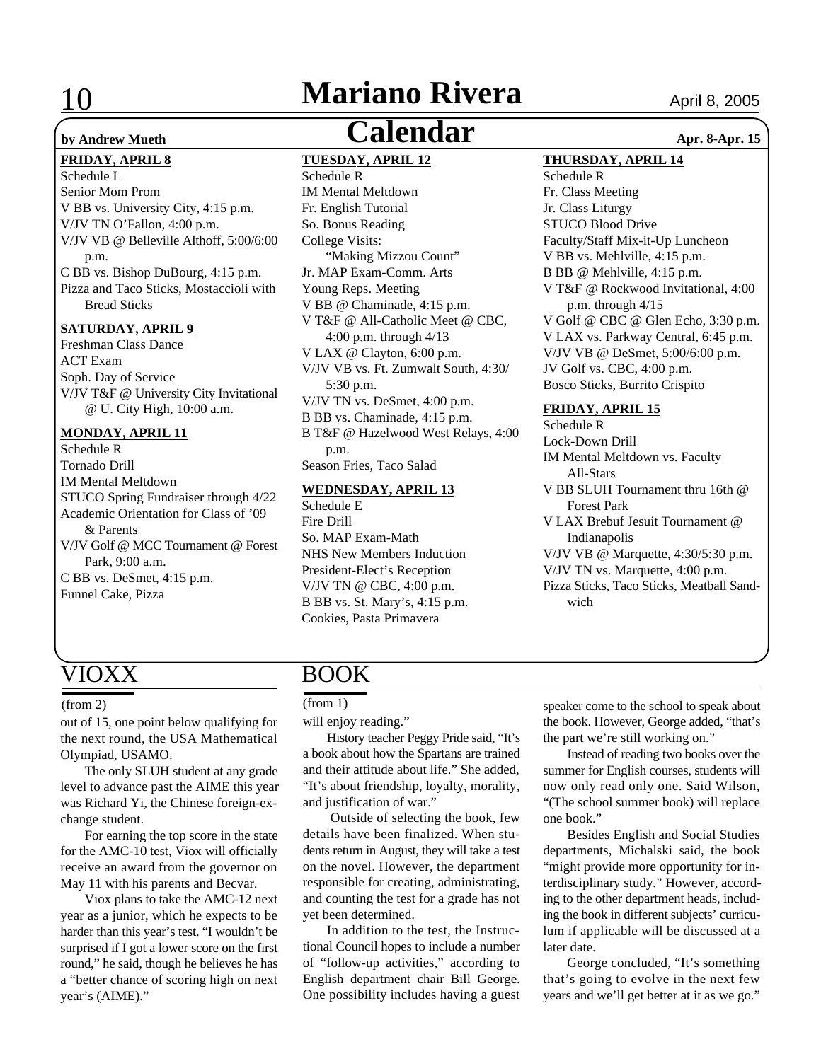# Mariano Rivera

## Calendar

by Andrew Mueth

Apr. 8-Apr. 15

**FRIDAY, APRIL 8**

Schedule L
Senior Mom Prom
V BB vs. University City, 4:15 p.m.
V/JV TN O'Fallon, 4:00 p.m.
V/JV VB @ Belleville Althoff, 5:00/6:00 p.m.
C BB vs. Bishop DuBourg, 4:15 p.m.
Pizza and Taco Sticks, Mostaccioli with Bread Sticks

**SATURDAY, APRIL 9**

Freshman Class Dance
ACT Exam
Soph. Day of Service
V/JV T&F @ University City Invitational @ U. City High, 10:00 a.m.

**MONDAY, APRIL 11**

Schedule R
Tornado Drill
IM Mental Meltdown
STUCO Spring Fundraiser through 4/22
Academic Orientation for Class of '09 & Parents
V/JV Golf @ MCC Tournament @ Forest Park, 9:00 a.m.
C BB vs. DeSmet, 4:15 p.m.
Funnel Cake, Pizza

**TUESDAY, APRIL 12**

Schedule R
IM Mental Meltdown
Fr. English Tutorial
So. Bonus Reading
College Visits:
"Making Mizzou Count"
Jr. MAP Exam-Comm. Arts
Young Reps. Meeting
V BB @ Chaminade, 4:15 p.m.
V T&F @ All-Catholic Meet @ CBC, 4:00 p.m. through 4/13
V LAX @ Clayton, 6:00 p.m.
V/JV VB vs. Ft. Zumwalt South, 4:30/5:30 p.m.
V/JV TN vs. DeSmet, 4:00 p.m.
B BB vs. Chaminade, 4:15 p.m.
B T&F @ Hazelwood West Relays, 4:00 p.m.
Season Fries, Taco Salad

**WEDNESDAY, APRIL 13**

Schedule E
Fire Drill
So. MAP Exam-Math
NHS New Members Induction
President-Elect's Reception
V/JV TN @ CBC, 4:00 p.m.
B BB vs. St. Mary's, 4:15 p.m.
Cookies, Pasta Primavera

**THURSDAY, APRIL 14**

Schedule R
Fr. Class Meeting
Jr. Class Liturgy
STUCO Blood Drive
Faculty/Staff Mix-it-Up Luncheon
V BB vs. Mehlville, 4:15 p.m.
B BB @ Mehlville, 4:15 p.m.
V T&F @ Rockwood Invitational, 4:00 p.m. through 4/15
V Golf @ CBC @ Glen Echo, 3:30 p.m.
V LAX vs. Parkway Central, 6:45 p.m.
V/JV VB @ DeSmet, 5:00/6:00 p.m.
JV Golf vs. CBC, 4:00 p.m.
Bosco Sticks, Burrito Crispito

**FRIDAY, APRIL 15**

Schedule R
Lock-Down Drill
IM Mental Meltdown vs. Faculty All-Stars
V BB SLUH Tournament thru 16th @ Forest Park
V LAX Brebuf Jesuit Tournament @ Indianapolis
V/JV VB @ Marquette, 4:30/5:30 p.m.
V/JV TN vs. Marquette, 4:00 p.m.
Pizza Sticks, Taco Sticks, Meatball Sandwich

## VIOXX

(from 2)

out of 15, one point below qualifying for the next round, the USA Mathematical Olympiad, USAMO.

The only SLUH student at any grade level to advance past the AIME this year was Richard Yi, the Chinese foreign-exchange student.

For earning the top score in the state for the AMC-10 test, Viox will officially receive an award from the governor on May 11 with his parents and Becvar.

Viox plans to take the AMC-12 next year as a junior, which he expects to be harder than this year's test. "I wouldn't be surprised if I got a lower score on the first round," he said, though he believes he has a "better chance of scoring high on next year's (AIME)."

## BOOK

(from 1)

will enjoy reading."

History teacher Peggy Pride said, "It's a book about how the Spartans are trained and their attitude about life." She added, "It's about friendship, loyalty, morality, and justification of war."

Outside of selecting the book, few details have been finalized. When students return in August, they will take a test on the novel. However, the department responsible for creating, administrating, and counting the test for a grade has not yet been determined.

In addition to the test, the Instructional Council hopes to include a number of "follow-up activities," according to English department chair Bill George. One possibility includes having a guest speaker come to the school to speak about the book. However, George added, "that's the part we're still working on."

Instead of reading two books over the summer for English courses, students will now only read only one. Said Wilson, "(The school summer book) will replace one book."

Besides English and Social Studies departments, Michalski said, the book "might provide more opportunity for interdisciplinary study." However, according to the other department heads, including the book in different subjects' curriculum if applicable will be discussed at a later date.

George concluded, "It's something that's going to evolve in the next few years and we'll get better at it as we go."